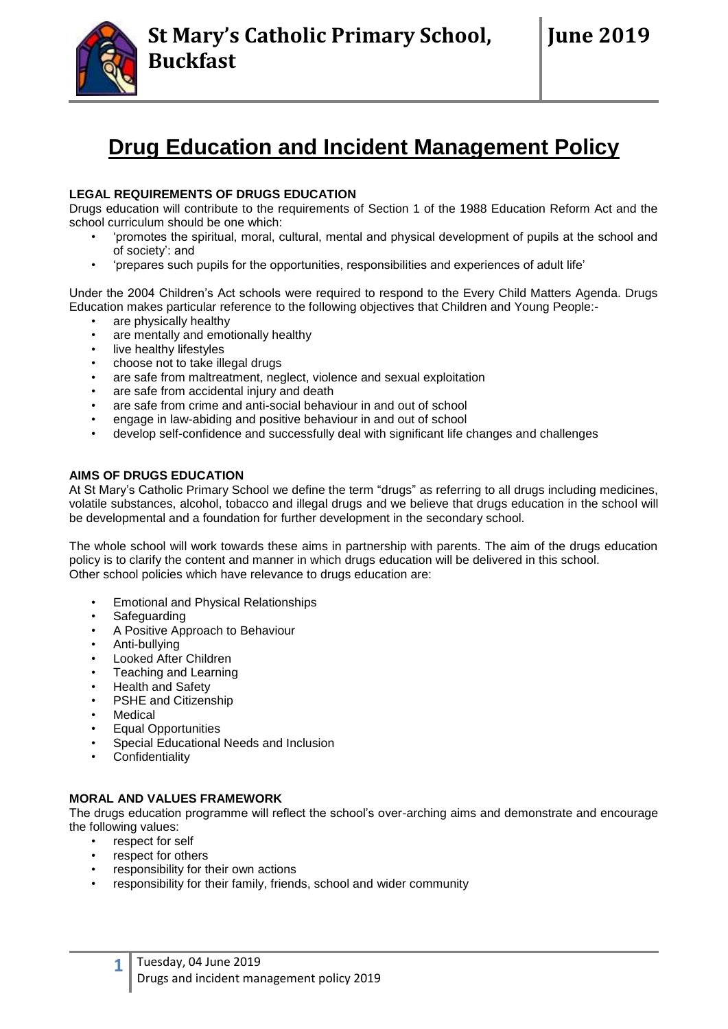# St Mary's Catholic Primary School, Buckfast

**June 2019**

# Drug Education and Incident Management Policy

### LEGAL REQUIREMENTS OF DRUGS EDUCATION

Drugs education will contribute to the requirements of Section 1 of the 1988 Education Reform Act and the school curriculum should be one which:

- 'promotes the spiritual, moral, cultural, mental and physical development of pupils at the school and of society': and
- 'prepares such pupils for the opportunities, responsibilities and experiences of adult life'

Under the 2004 Children's Act schools were required to respond to the Every Child Matters Agenda. Drugs Education makes particular reference to the following objectives that Children and Young People:-

- are physically healthy
- are mentally and emotionally healthy
- live healthy lifestyles
- choose not to take illegal drugs
- are safe from maltreatment, neglect, violence and sexual exploitation
- are safe from accidental injury and death
- are safe from crime and anti-social behaviour in and out of school
- engage in law-abiding and positive behaviour in and out of school
- develop self-confidence and successfully deal with significant life changes and challenges

### AIMS OF DRUGS EDUCATION

At St Mary's Catholic Primary School we define the term "drugs" as referring to all drugs including medicines, volatile substances, alcohol, tobacco and illegal drugs and we believe that drugs education in the school will be developmental and a foundation for further development in the secondary school.

The whole school will work towards these aims in partnership with parents. The aim of the drugs education policy is to clarify the content and manner in which drugs education will be delivered in this school.
Other school policies which have relevance to drugs education are:

- Emotional and Physical Relationships
- Safeguarding
- A Positive Approach to Behaviour
- Anti-bullying
- Looked After Children
- Teaching and Learning
- Health and Safety
- PSHE and Citizenship
- Medical
- Equal Opportunities
- Special Educational Needs and Inclusion
- Confidentiality

### MORAL AND VALUES FRAMEWORK

The drugs education programme will reflect the school's over-arching aims and demonstrate and encourage the following values:

- respect for self
- respect for others
- responsibility for their own actions
- responsibility for their family, friends, school and wider community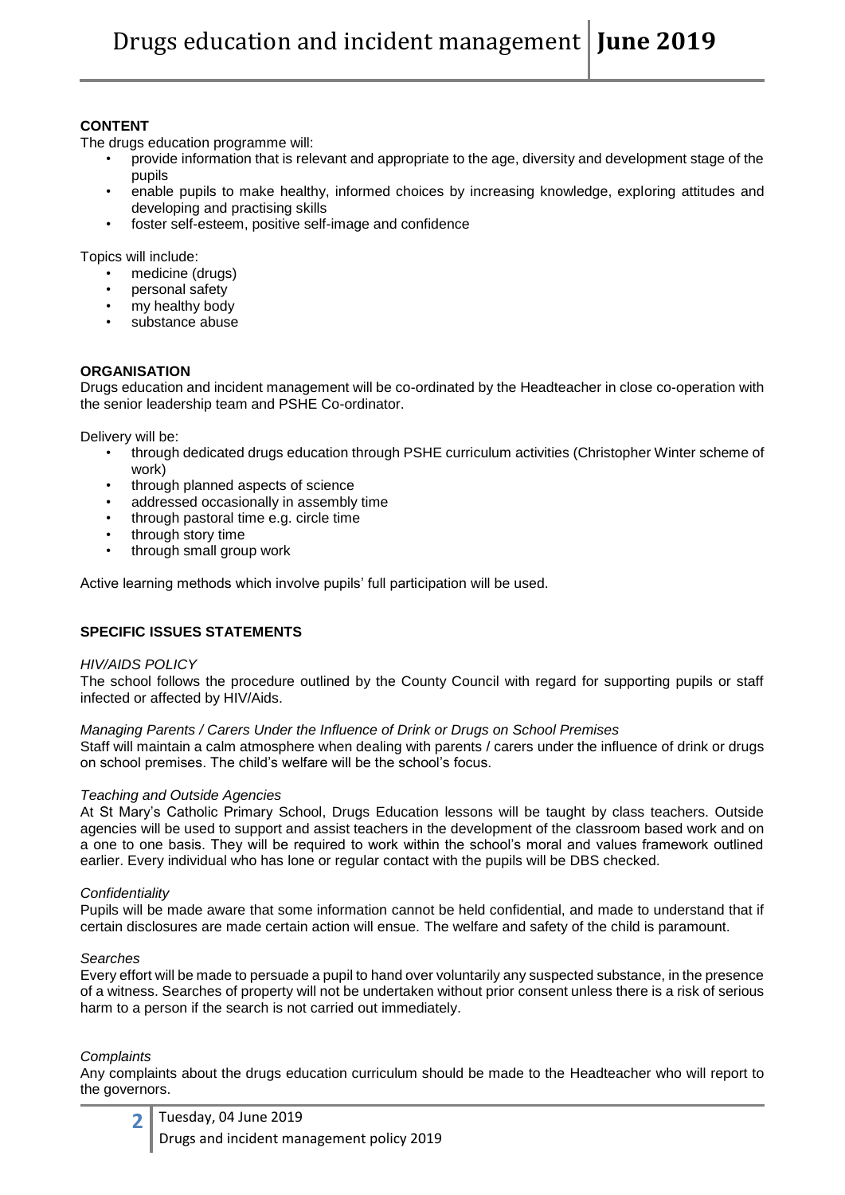**CONTENT**

The drugs education programme will:

- provide information that is relevant and appropriate to the age, diversity and development stage of the pupils
- enable pupils to make healthy, informed choices by increasing knowledge, exploring attitudes and developing and practising skills
- foster self-esteem, positive self-image and confidence

Topics will include:

- medicine (drugs)
- personal safety
- my healthy body
- substance abuse

**ORGANISATION**

Drugs education and incident management will be co-ordinated by the Headteacher in close co-operation with the senior leadership team and PSHE Co-ordinator.

Delivery will be:

- through dedicated drugs education through PSHE curriculum activities (Christopher Winter scheme of work)
- through planned aspects of science
- addressed occasionally in assembly time
- through pastoral time e.g. circle time
- through story time
- through small group work

Active learning methods which involve pupils' full participation will be used.

**SPECIFIC ISSUES STATEMENTS**

*HIV/AIDS POLICY*

The school follows the procedure outlined by the County Council with regard for supporting pupils or staff infected or affected by HIV/Aids.

*Managing Parents / Carers Under the Influence of Drink or Drugs on School Premises*

Staff will maintain a calm atmosphere when dealing with parents / carers under the influence of drink or drugs on school premises. The child's welfare will be the school's focus.

*Teaching and Outside Agencies*

At St Mary's Catholic Primary School, Drugs Education lessons will be taught by class teachers. Outside agencies will be used to support and assist teachers in the development of the classroom based work and on a one to one basis. They will be required to work within the school's moral and values framework outlined earlier. Every individual who has lone or regular contact with the pupils will be DBS checked.

*Confidentiality*

Pupils will be made aware that some information cannot be held confidential, and made to understand that if certain disclosures are made certain action will ensue. The welfare and safety of the child is paramount.

*Searches*

Every effort will be made to persuade a pupil to hand over voluntarily any suspected substance, in the presence of a witness. Searches of property will not be undertaken without prior consent unless there is a risk of serious harm to a person if the search is not carried out immediately.

*Complaints*

Any complaints about the drugs education curriculum should be made to the Headteacher who will report to the governors.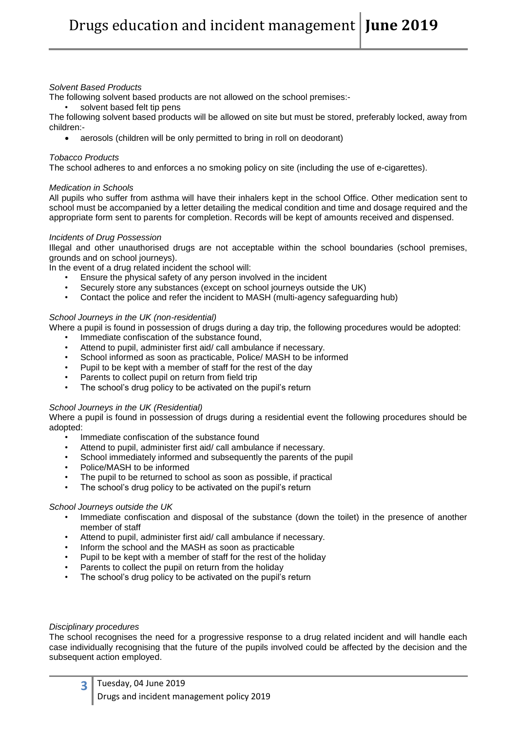*Solvent Based Products*

The following solvent based products are not allowed on the school premises:-

- solvent based felt tip pens

The following solvent based products will be allowed on site but must be stored, preferably locked, away from children:-

- aerosols (children will be only permitted to bring in roll on deodorant)

*Tobacco Products*

The school adheres to and enforces a no smoking policy on site (including the use of e-cigarettes).

*Medication in Schools*

All pupils who suffer from asthma will have their inhalers kept in the school Office. Other medication sent to school must be accompanied by a letter detailing the medical condition and time and dosage required and the appropriate form sent to parents for completion. Records will be kept of amounts received and dispensed.

*Incidents of Drug Possession*

Illegal and other unauthorised drugs are not acceptable within the school boundaries (school premises, grounds and on school journeys).

In the event of a drug related incident the school will:

- Ensure the physical safety of any person involved in the incident
- Securely store any substances (except on school journeys outside the UK)
- Contact the police and refer the incident to MASH (multi-agency safeguarding hub)

*School Journeys in the UK (non-residential)*

Where a pupil is found in possession of drugs during a day trip, the following procedures would be adopted:

- Immediate confiscation of the substance found,
- Attend to pupil, administer first aid/ call ambulance if necessary.
- School informed as soon as practicable, Police/ MASH to be informed
- Pupil to be kept with a member of staff for the rest of the day
- Parents to collect pupil on return from field trip
- The school's drug policy to be activated on the pupil's return

*School Journeys in the UK (Residential)*

Where a pupil is found in possession of drugs during a residential event the following procedures should be adopted:

- Immediate confiscation of the substance found
- Attend to pupil, administer first aid/ call ambulance if necessary.
- School immediately informed and subsequently the parents of the pupil
- Police/MASH to be informed
- The pupil to be returned to school as soon as possible, if practical
- The school's drug policy to be activated on the pupil's return

*School Journeys outside the UK*

- Immediate confiscation and disposal of the substance (down the toilet) in the presence of another member of staff
- Attend to pupil, administer first aid/ call ambulance if necessary.
- Inform the school and the MASH as soon as practicable
- Pupil to be kept with a member of staff for the rest of the holiday
- Parents to collect the pupil on return from the holiday
- The school's drug policy to be activated on the pupil's return

*Disciplinary procedures*

The school recognises the need for a progressive response to a drug related incident and will handle each case individually recognising that the future of the pupils involved could be affected by the decision and the subsequent action employed.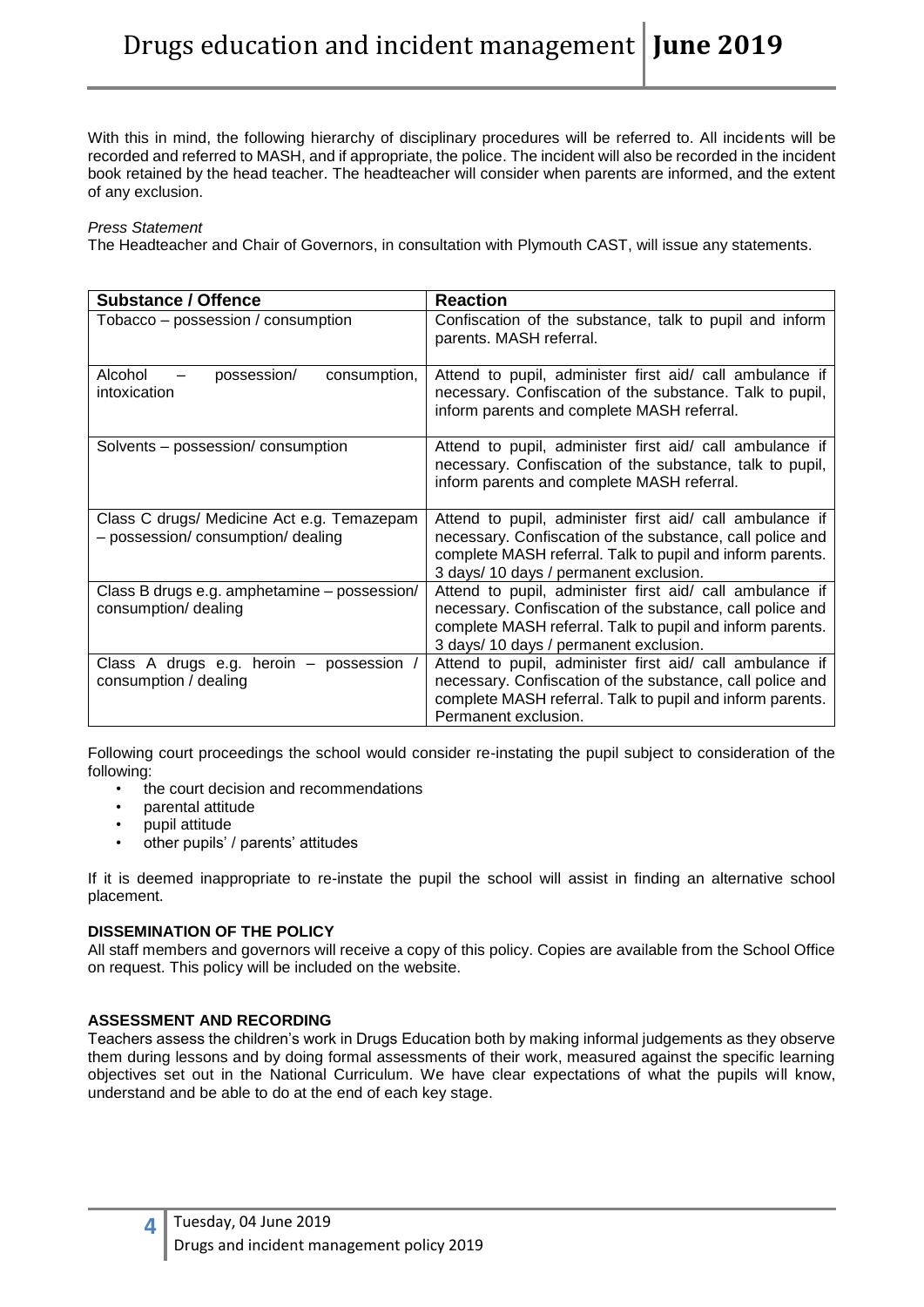With this in mind, the following hierarchy of disciplinary procedures will be referred to. All incidents will be recorded and referred to MASH, and if appropriate, the police. The incident will also be recorded in the incident book retained by the head teacher. The headteacher will consider when parents are informed, and the extent of any exclusion.

*Press Statement*

The Headteacher and Chair of Governors, in consultation with Plymouth CAST, will issue any statements.

| Substance / Offence | Reaction |
|---|---|
| Tobacco – possession / consumption | Confiscation of the substance, talk to pupil and inform parents. MASH referral. |
| Alcohol – possession/ consumption, intoxication | Attend to pupil, administer first aid/ call ambulance if necessary. Confiscation of the substance. Talk to pupil, inform parents and complete MASH referral. |
| Solvents – possession/ consumption | Attend to pupil, administer first aid/ call ambulance if necessary. Confiscation of the substance, talk to pupil, inform parents and complete MASH referral. |
| Class C drugs/ Medicine Act e.g. Temazepam – possession/ consumption/ dealing | Attend to pupil, administer first aid/ call ambulance if necessary. Confiscation of the substance, call police and complete MASH referral. Talk to pupil and inform parents. 3 days/ 10 days / permanent exclusion. |
| Class B drugs e.g. amphetamine – possession/ consumption/ dealing | Attend to pupil, administer first aid/ call ambulance if necessary. Confiscation of the substance, call police and complete MASH referral. Talk to pupil and inform parents. 3 days/ 10 days / permanent exclusion. |
| Class A drugs e.g. heroin – possession / consumption / dealing | Attend to pupil, administer first aid/ call ambulance if necessary. Confiscation of the substance, call police and complete MASH referral. Talk to pupil and inform parents. Permanent exclusion. |

Following court proceedings the school would consider re-instating the pupil subject to consideration of the following:

- the court decision and recommendations
- parental attitude
- pupil attitude
- other pupils' / parents' attitudes

If it is deemed inappropriate to re-instate the pupil the school will assist in finding an alternative school placement.

**DISSEMINATION OF THE POLICY**

All staff members and governors will receive a copy of this policy. Copies are available from the School Office on request. This policy will be included on the website.

**ASSESSMENT AND RECORDING**

Teachers assess the children's work in Drugs Education both by making informal judgements as they observe them during lessons and by doing formal assessments of their work, measured against the specific learning objectives set out in the National Curriculum. We have clear expectations of what the pupils will know, understand and be able to do at the end of each key stage.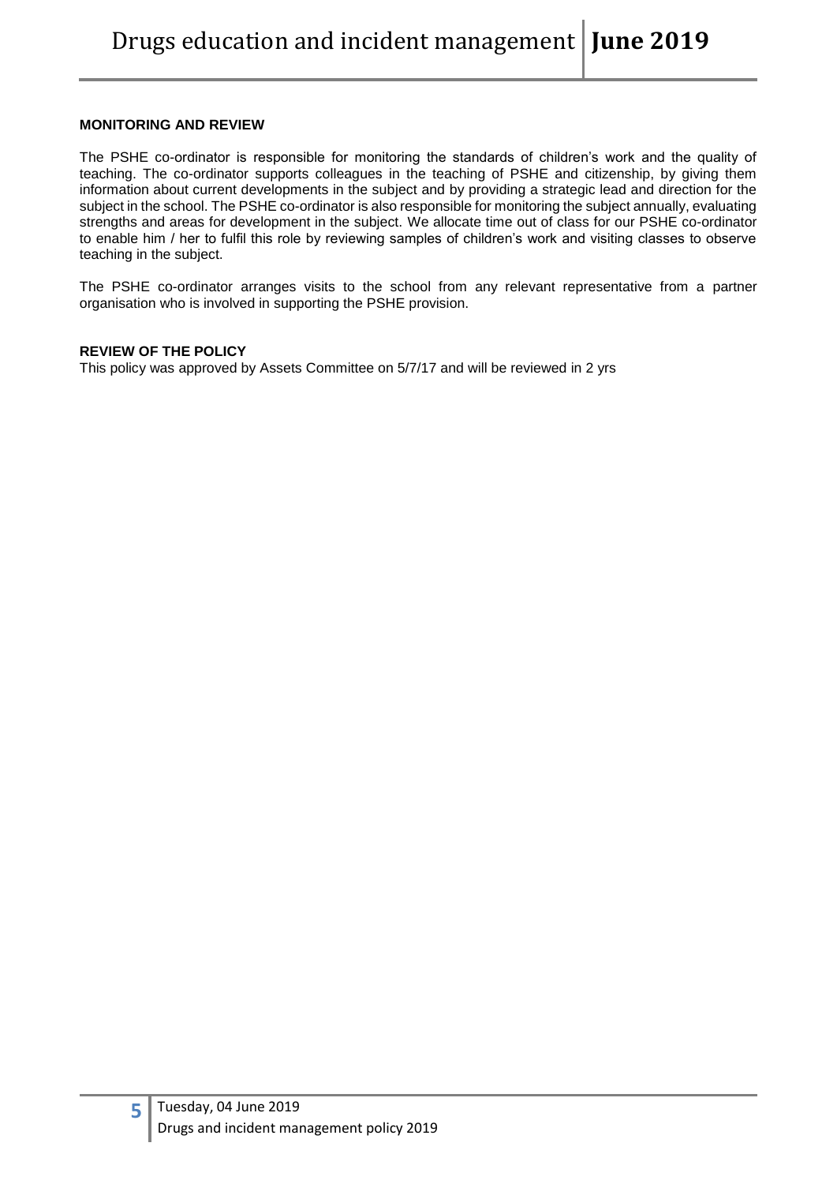**MONITORING AND REVIEW**

The PSHE co-ordinator is responsible for monitoring the standards of children's work and the quality of teaching. The co-ordinator supports colleagues in the teaching of PSHE and citizenship, by giving them information about current developments in the subject and by providing a strategic lead and direction for the subject in the school. The PSHE co-ordinator is also responsible for monitoring the subject annually, evaluating strengths and areas for development in the subject. We allocate time out of class for our PSHE co-ordinator to enable him / her to fulfil this role by reviewing samples of children's work and visiting classes to observe teaching in the subject.

The PSHE co-ordinator arranges visits to the school from any relevant representative from a partner organisation who is involved in supporting the PSHE provision.

**REVIEW OF THE POLICY**

This policy was approved by Assets Committee on 5/7/17 and will be reviewed in 2 yrs